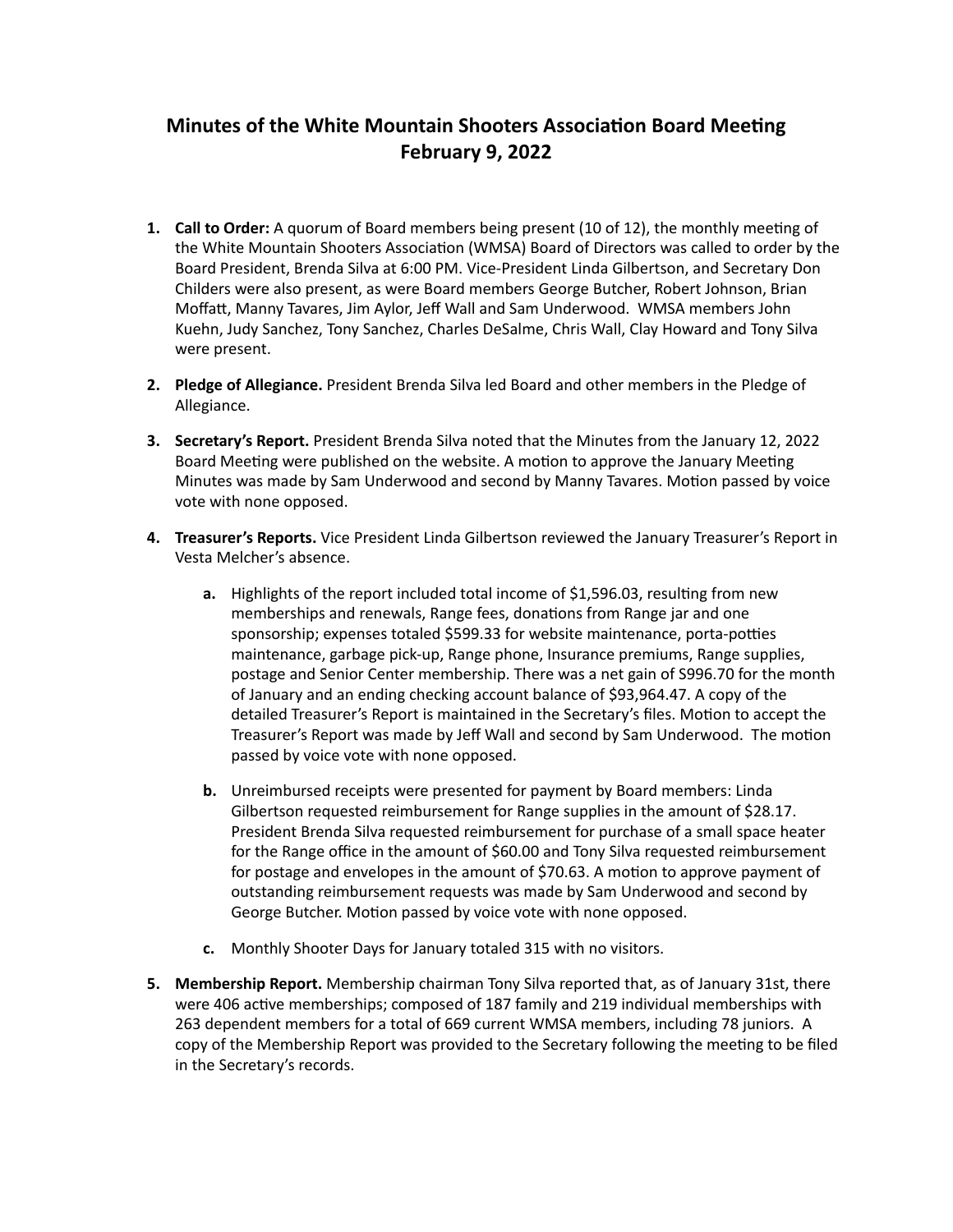# Minutes of the White Mountain Shooters Association Board Meeting February 9, 2022

1. **Call to Order:** A quorum of Board members being present (10 of 12), the monthly meeting of the White Mountain Shooters Association (WMSA) Board of Directors was called to order by the Board President, Brenda Silva at 6:00 PM. Vice-President Linda Gilbertson, and Secretary Don Childers were also present, as were Board members George Butcher, Robert Johnson, Brian Moffatt, Manny Tavares, Jim Aylor, Jeff Wall and Sam Underwood. WMSA members John Kuehn, Judy Sanchez, Tony Sanchez, Charles DeSalme, Chris Wall, Clay Howard and Tony Silva were present.

2. **Pledge of Allegiance.** President Brenda Silva led Board and other members in the Pledge of Allegiance.

3. **Secretary's Report.** President Brenda Silva noted that the Minutes from the January 12, 2022 Board Meeting were published on the website. A motion to approve the January Meeting Minutes was made by Sam Underwood and second by Manny Tavares. Motion passed by voice vote with none opposed.

4. **Treasurer's Reports.** Vice President Linda Gilbertson reviewed the January Treasurer's Report in Vesta Melcher's absence.

   a. Highlights of the report included total income of $1,596.03, resulting from new memberships and renewals, Range fees, donations from Range jar and one sponsorship; expenses totaled $599.33 for website maintenance, porta-potties maintenance, garbage pick-up, Range phone, Insurance premiums, Range supplies, postage and Senior Center membership. There was a net gain of S996.70 for the month of January and an ending checking account balance of $93,964.47. A copy of the detailed Treasurer's Report is maintained in the Secretary's files. Motion to accept the Treasurer's Report was made by Jeff Wall and second by Sam Underwood. The motion passed by voice vote with none opposed.

   b. Unreimbursed receipts were presented for payment by Board members: Linda Gilbertson requested reimbursement for Range supplies in the amount of $28.17. President Brenda Silva requested reimbursement for purchase of a small space heater for the Range office in the amount of $60.00 and Tony Silva requested reimbursement for postage and envelopes in the amount of $70.63. A motion to approve payment of outstanding reimbursement requests was made by Sam Underwood and second by George Butcher. Motion passed by voice vote with none opposed.

   c. Monthly Shooter Days for January totaled 315 with no visitors.

5. **Membership Report.** Membership chairman Tony Silva reported that, as of January 31st, there were 406 active memberships; composed of 187 family and 219 individual memberships with 263 dependent members for a total of 669 current WMSA members, including 78 juniors. A copy of the Membership Report was provided to the Secretary following the meeting to be filed in the Secretary's records.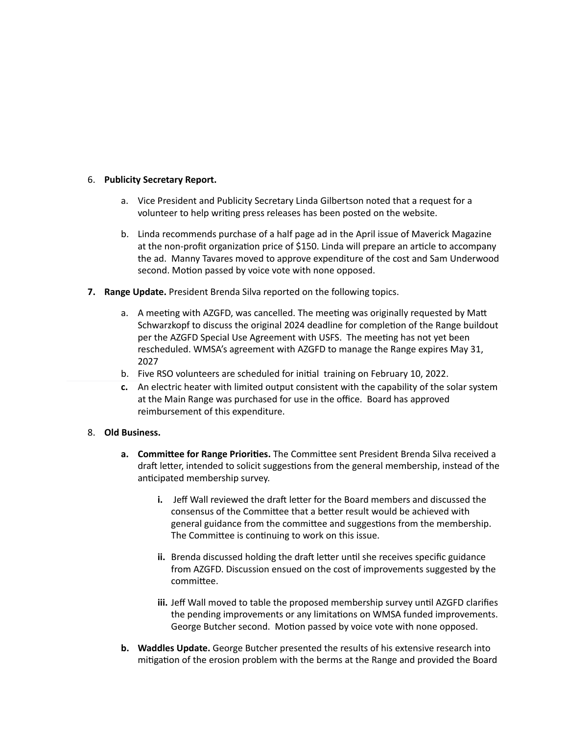6. **Publicity Secretary Report.**

    a. Vice President and Publicity Secretary Linda Gilbertson noted that a request for a volunteer to help writing press releases has been posted on the website.

    b. Linda recommends purchase of a half page ad in the April issue of Maverick Magazine at the non-profit organization price of $150. Linda will prepare an article to accompany the ad. Manny Tavares moved to approve expenditure of the cost and Sam Underwood second. Motion passed by voice vote with none opposed.

7. **Range Update.** President Brenda Silva reported on the following topics.

    a. A meeting with AZGFD, was cancelled. The meeting was originally requested by Matt Schwarzkopf to discuss the original 2024 deadline for completion of the Range buildout per the AZGFD Special Use Agreement with USFS. The meeting has not yet been rescheduled. WMSA's agreement with AZGFD to manage the Range expires May 31, 2027
    b. Five RSO volunteers are scheduled for initial training on February 10, 2022.
    c. An electric heater with limited output consistent with the capability of the solar system at the Main Range was purchased for use in the office. Board has approved reimbursement of this expenditure.

8. **Old Business.**

    a. **Committee for Range Priorities.** The Committee sent President Brenda Silva received a draft letter, intended to solicit suggestions from the general membership, instead of the anticipated membership survey.

        i. Jeff Wall reviewed the draft letter for the Board members and discussed the consensus of the Committee that a better result would be achieved with general guidance from the committee and suggestions from the membership. The Committee is continuing to work on this issue.

        ii. Brenda discussed holding the draft letter until she receives specific guidance from AZGFD. Discussion ensued on the cost of improvements suggested by the committee.

        iii. Jeff Wall moved to table the proposed membership survey until AZGFD clarifies the pending improvements or any limitations on WMSA funded improvements. George Butcher second. Motion passed by voice vote with none opposed.

    b. **Waddles Update.** George Butcher presented the results of his extensive research into mitigation of the erosion problem with the berms at the Range and provided the Board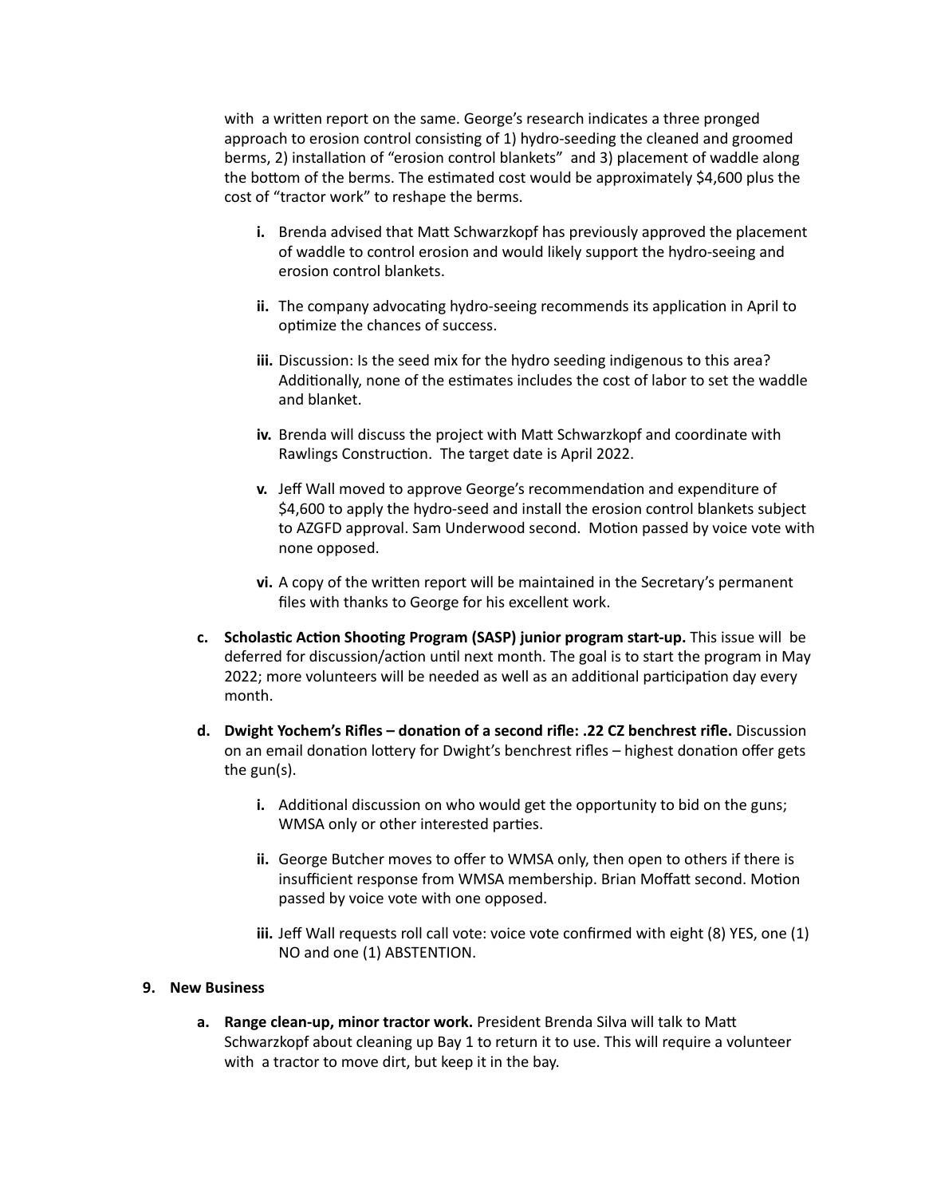with a written report on the same. George's research indicates a three pronged approach to erosion control consisting of 1) hydro-seeding the cleaned and groomed berms, 2) installation of "erosion control blankets" and 3) placement of waddle along the bottom of the berms. The estimated cost would be approximately $4,600 plus the cost of "tractor work" to reshape the berms.

   i. Brenda advised that Matt Schwarzkopf has previously approved the placement of waddle to control erosion and would likely support the hydro-seeing and erosion control blankets.

   ii. The company advocating hydro-seeing recommends its application in April to optimize the chances of success.

   iii. Discussion: Is the seed mix for the hydro seeding indigenous to this area? Additionally, none of the estimates includes the cost of labor to set the waddle and blanket.

   iv. Brenda will discuss the project with Matt Schwarzkopf and coordinate with Rawlings Construction. The target date is April 2022.

   v. Jeff Wall moved to approve George's recommendation and expenditure of $4,600 to apply the hydro-seed and install the erosion control blankets subject to AZGFD approval. Sam Underwood second. Motion passed by voice vote with none opposed.

   vi. A copy of the written report will be maintained in the Secretary's permanent files with thanks to George for his excellent work.

c. **Scholastic Action Shooting Program (SASP) junior program start-up.** This issue will be deferred for discussion/action until next month. The goal is to start the program in May 2022; more volunteers will be needed as well as an additional participation day every month.

d. **Dwight Yochem's Rifles – donation of a second rifle: .22 CZ benchrest rifle.** Discussion on an email donation lottery for Dwight's benchrest rifles – highest donation offer gets the gun(s).

   i. Additional discussion on who would get the opportunity to bid on the guns; WMSA only or other interested parties.

   ii. George Butcher moves to offer to WMSA only, then open to others if there is insufficient response from WMSA membership. Brian Moffatt second. Motion passed by voice vote with one opposed.

   iii. Jeff Wall requests roll call vote: voice vote confirmed with eight (8) YES, one (1) NO and one (1) ABSTENTION.

**9. New Business**

a. **Range clean-up, minor tractor work.** President Brenda Silva will talk to Matt Schwarzkopf about cleaning up Bay 1 to return it to use. This will require a volunteer with a tractor to move dirt, but keep it in the bay.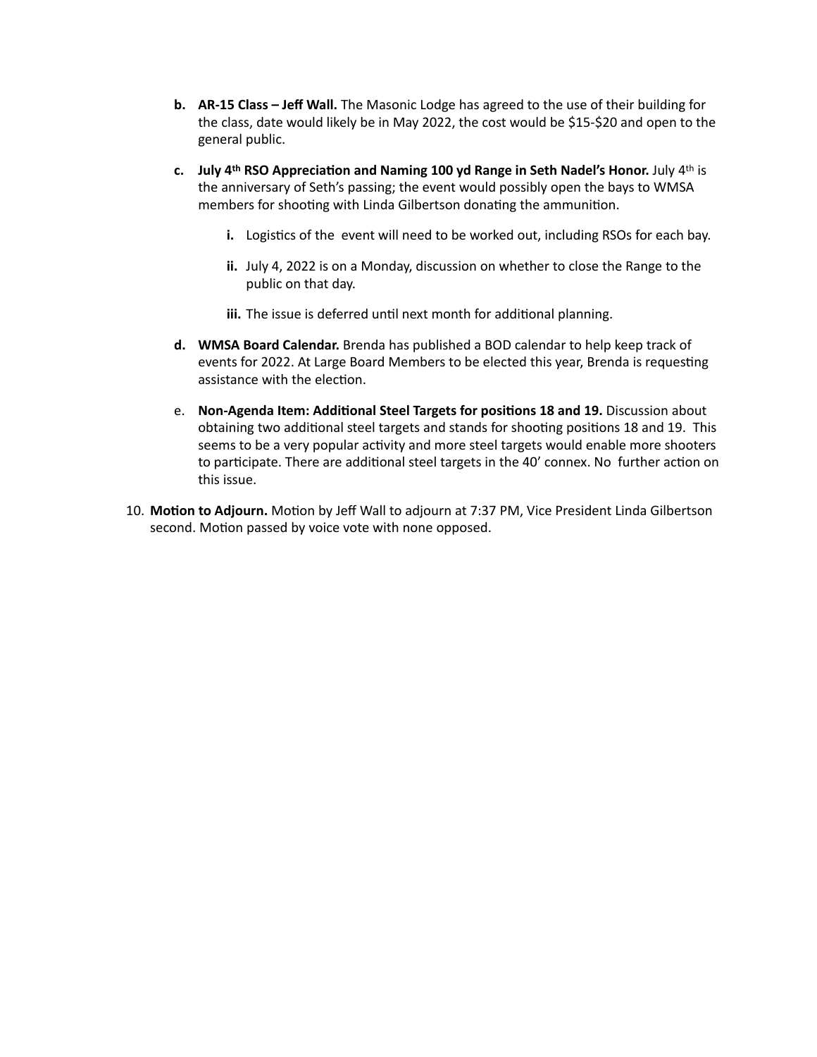b. **AR-15 Class – Jeff Wall.** The Masonic Lodge has agreed to the use of their building for the class, date would likely be in May 2022, the cost would be $15-$20 and open to the general public.

c. **July 4th RSO Appreciation and Naming 100 yd Range in Seth Nadel's Honor.** July 4th is the anniversary of Seth's passing; the event would possibly open the bays to WMSA members for shooting with Linda Gilbertson donating the ammunition.

   i. Logistics of the event will need to be worked out, including RSOs for each bay.

   ii. July 4, 2022 is on a Monday, discussion on whether to close the Range to the public on that day.

   iii. The issue is deferred until next month for additional planning.

d. **WMSA Board Calendar.** Brenda has published a BOD calendar to help keep track of events for 2022. At Large Board Members to be elected this year, Brenda is requesting assistance with the election.

e. **Non-Agenda Item: Additional Steel Targets for positions 18 and 19.** Discussion about obtaining two additional steel targets and stands for shooting positions 18 and 19. This seems to be a very popular activity and more steel targets would enable more shooters to participate. There are additional steel targets in the 40' connex. No further action on this issue.

10. **Motion to Adjourn.** Motion by Jeff Wall to adjourn at 7:37 PM, Vice President Linda Gilbertson second. Motion passed by voice vote with none opposed.